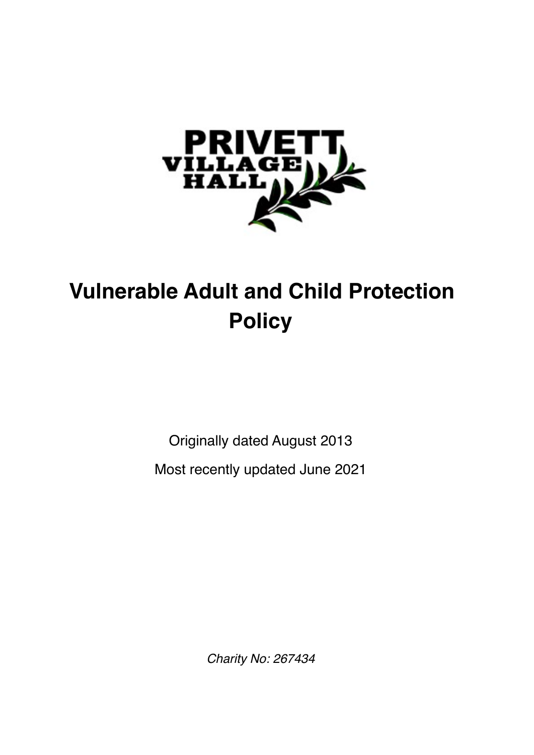PRIVETT VILLAGE HALL

# Vulnerable Adult and Child Protection Policy

Originally dated August 2013

Most recently updated June 2021

*Charity No: 267434*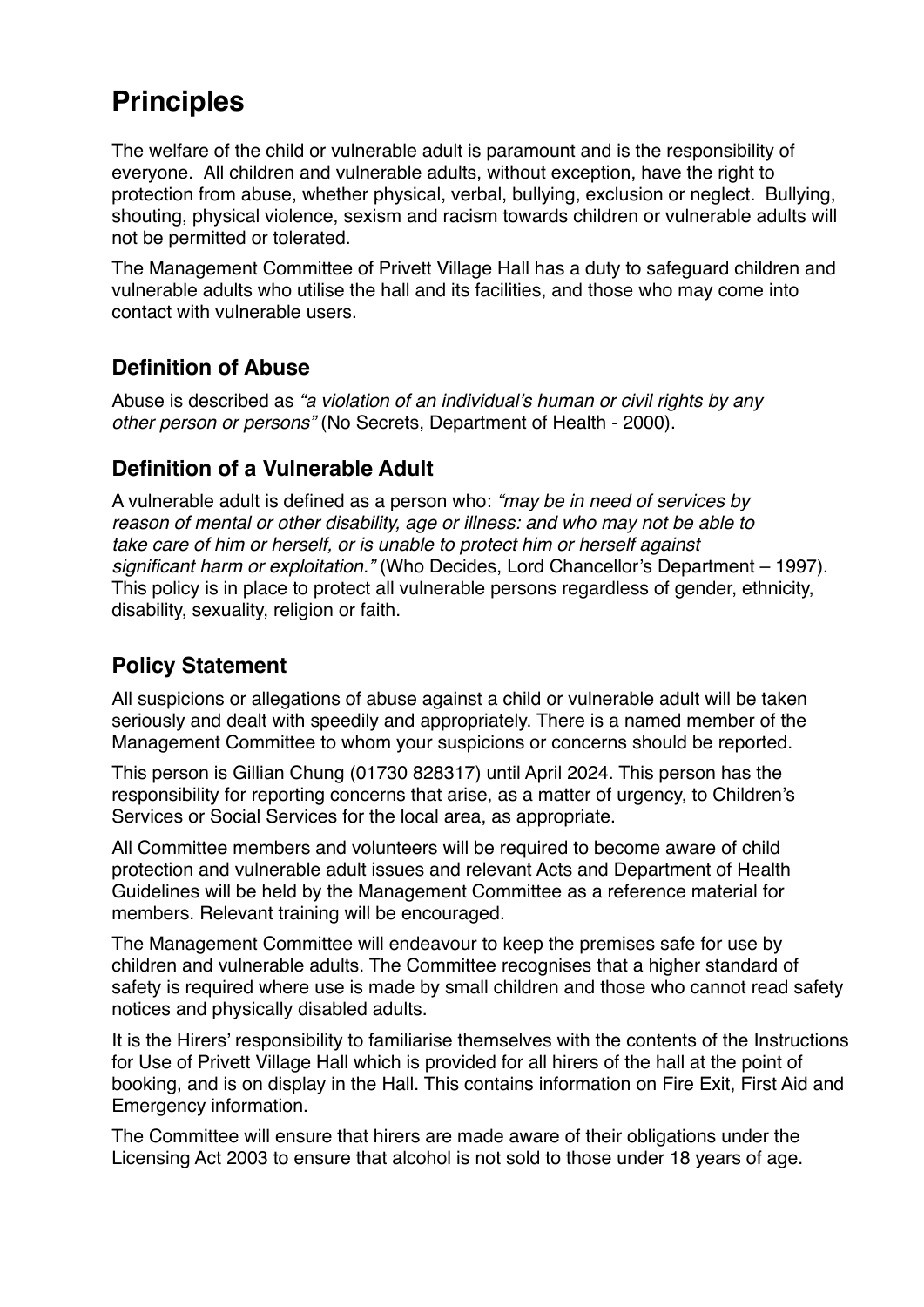## Principles

The welfare of the child or vulnerable adult is paramount and is the responsibility of everyone. All children and vulnerable adults, without exception, have the right to protection from abuse, whether physical, verbal, bullying, exclusion or neglect. Bullying, shouting, physical violence, sexism and racism towards children or vulnerable adults will not be permitted or tolerated.

The Management Committee of Privett Village Hall has a duty to safeguard children and vulnerable adults who utilise the hall and its facilities, and those who may come into contact with vulnerable users.

### Definition of Abuse

Abuse is described as *"a violation of an individual's human or civil rights by any other person or persons"* (No Secrets, Department of Health - 2000).

### Definition of a Vulnerable Adult

A vulnerable adult is defined as a person who: *"may be in need of services by reason of mental or other disability, age or illness: and who may not be able to take care of him or herself, or is unable to protect him or herself against significant harm or exploitation."* (Who Decides, Lord Chancellor's Department – 1997). This policy is in place to protect all vulnerable persons regardless of gender, ethnicity, disability, sexuality, religion or faith.

### Policy Statement

All suspicions or allegations of abuse against a child or vulnerable adult will be taken seriously and dealt with speedily and appropriately. There is a named member of the Management Committee to whom your suspicions or concerns should be reported.

This person is Gillian Chung (01730 828317) until April 2024. This person has the responsibility for reporting concerns that arise, as a matter of urgency, to Children's Services or Social Services for the local area, as appropriate.

All Committee members and volunteers will be required to become aware of child protection and vulnerable adult issues and relevant Acts and Department of Health Guidelines will be held by the Management Committee as a reference material for members. Relevant training will be encouraged.

The Management Committee will endeavour to keep the premises safe for use by children and vulnerable adults. The Committee recognises that a higher standard of safety is required where use is made by small children and those who cannot read safety notices and physically disabled adults.

It is the Hirers' responsibility to familiarise themselves with the contents of the Instructions for Use of Privett Village Hall which is provided for all hirers of the hall at the point of booking, and is on display in the Hall. This contains information on Fire Exit, First Aid and Emergency information.

The Committee will ensure that hirers are made aware of their obligations under the Licensing Act 2003 to ensure that alcohol is not sold to those under 18 years of age.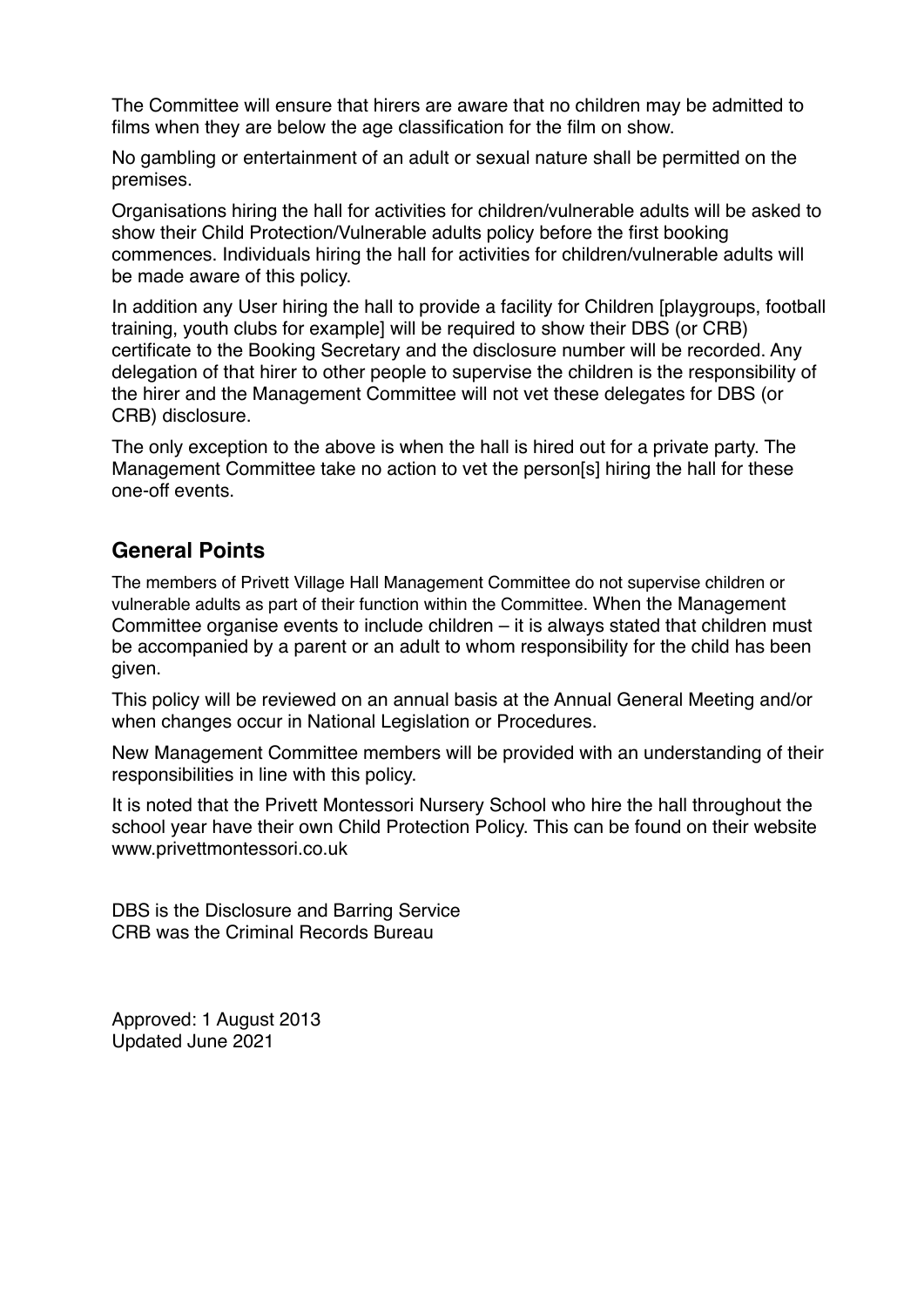The Committee will ensure that hirers are aware that no children may be admitted to films when they are below the age classification for the film on show.

No gambling or entertainment of an adult or sexual nature shall be permitted on the premises.

Organisations hiring the hall for activities for children/vulnerable adults will be asked to show their Child Protection/Vulnerable adults policy before the first booking commences. Individuals hiring the hall for activities for children/vulnerable adults will be made aware of this policy.

In addition any User hiring the hall to provide a facility for Children [playgroups, football training, youth clubs for example] will be required to show their DBS (or CRB) certificate to the Booking Secretary and the disclosure number will be recorded. Any delegation of that hirer to other people to supervise the children is the responsibility of the hirer and the Management Committee will not vet these delegates for DBS (or CRB) disclosure.

The only exception to the above is when the hall is hired out for a private party. The Management Committee take no action to vet the person[s] hiring the hall for these one-off events.

## General Points

The members of Privett Village Hall Management Committee do not supervise children or vulnerable adults as part of their function within the Committee. When the Management Committee organise events to include children – it is always stated that children must be accompanied by a parent or an adult to whom responsibility for the child has been given.

This policy will be reviewed on an annual basis at the Annual General Meeting and/or when changes occur in National Legislation or Procedures.

New Management Committee members will be provided with an understanding of their responsibilities in line with this policy.

It is noted that the Privett Montessori Nursery School who hire the hall throughout the school year have their own Child Protection Policy. This can be found on their website www.privettmontessori.co.uk

DBS is the Disclosure and Barring Service
CRB was the Criminal Records Bureau

Approved: 1 August 2013
Updated June 2021